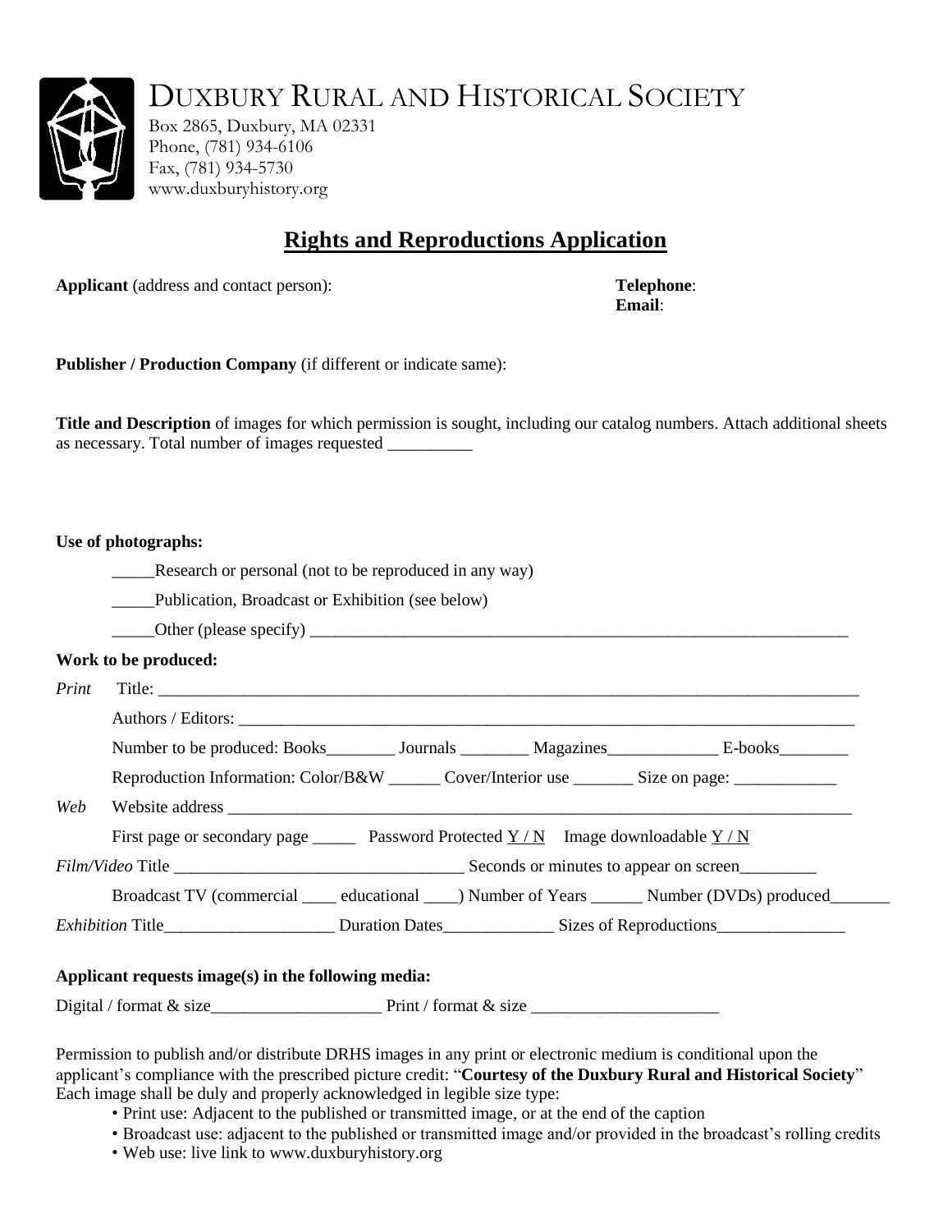# DUXBURY RURAL AND HISTORICAL SOCIETY

Box 2865, Duxbury, MA 02331
Phone, (781) 934-6106
Fax, (781) 934-5730
www.duxburyhistory.org

## Rights and Reproductions Application

**Applicant** (address and contact person):

**Telephone**:
**Email**:

**Publisher / Production Company** (if different or indicate same):

**Title and Description** of images for which permission is sought, including our catalog numbers. Attach additional sheets as necessary. Total number of images requested __________

**Use of photographs:**

_____Research or personal (not to be reproduced in any way)

_____Publication, Broadcast or Exhibition (see below)

_____Other (please specify) ___________________________________________________________________

**Work to be produced:**

*Print* Title: ________________________________________________________________________________

Authors / Editors: ___________________________________________________________________________

Number to be produced: Books________ Journals ________ Magazines_____________ E-books________

Reproduction Information: Color/B&W ______ Cover/Interior use _______ Size on page: ____________

*Web* Website address __________________________________________________________________________

First page or secondary page _____ Password Protected Y / N Image downloadable Y / N

*Film/Video* Title __________________________________ Seconds or minutes to appear on screen_________

Broadcast TV (commercial ____ educational ____) Number of Years ______ Number (DVDs) produced_______

*Exhibition* Title____________________ Duration Dates_____________ Sizes of Reproductions_______________

**Applicant requests image(s) in the following media:**

Digital / format & size____________________ Print / format & size ______________________

Permission to publish and/or distribute DRHS images in any print or electronic medium is conditional upon the applicant's compliance with the prescribed picture credit: "**Courtesy of the Duxbury Rural and Historical Society**" Each image shall be duly and properly acknowledged in legible size type:

- Print use: Adjacent to the published or transmitted image, or at the end of the caption
- Broadcast use: adjacent to the published or transmitted image and/or provided in the broadcast's rolling credits
- Web use: live link to www.duxburyhistory.org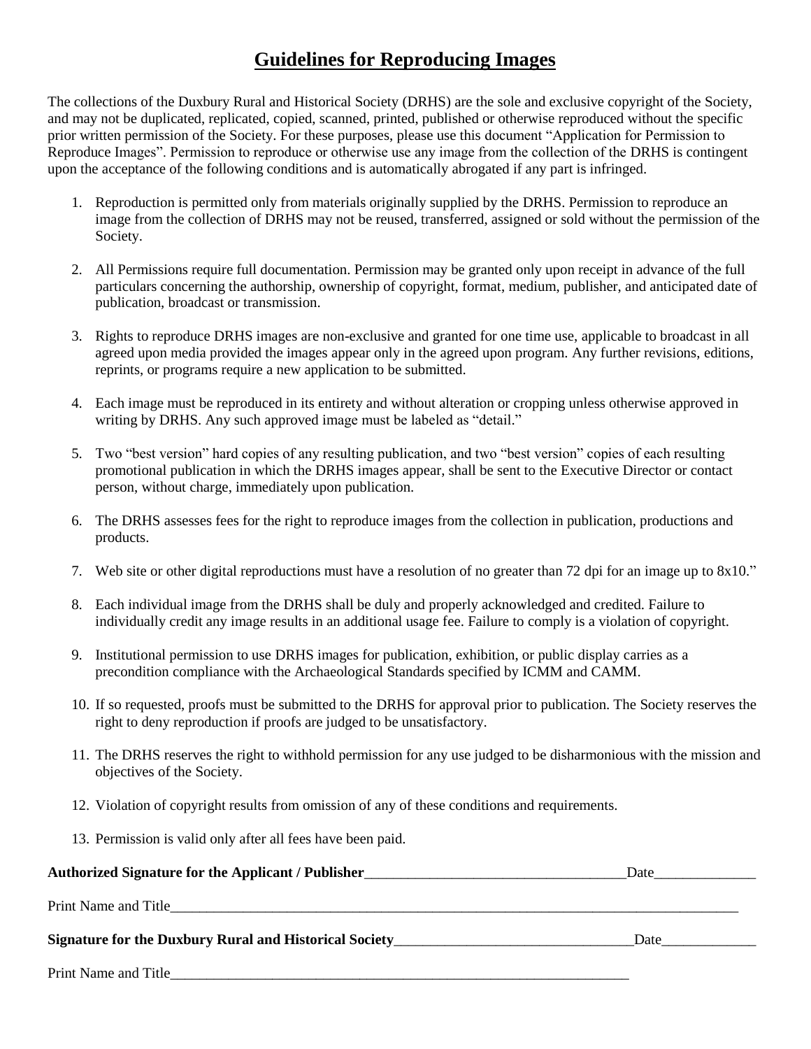# Guidelines for Reproducing Images

The collections of the Duxbury Rural and Historical Society (DRHS) are the sole and exclusive copyright of the Society, and may not be duplicated, replicated, copied, scanned, printed, published or otherwise reproduced without the specific prior written permission of the Society. For these purposes, please use this document "Application for Permission to Reproduce Images". Permission to reproduce or otherwise use any image from the collection of the DRHS is contingent upon the acceptance of the following conditions and is automatically abrogated if any part is infringed.

1. Reproduction is permitted only from materials originally supplied by the DRHS. Permission to reproduce an image from the collection of DRHS may not be reused, transferred, assigned or sold without the permission of the Society.
2. All Permissions require full documentation. Permission may be granted only upon receipt in advance of the full particulars concerning the authorship, ownership of copyright, format, medium, publisher, and anticipated date of publication, broadcast or transmission.
3. Rights to reproduce DRHS images are non-exclusive and granted for one time use, applicable to broadcast in all agreed upon media provided the images appear only in the agreed upon program. Any further revisions, editions, reprints, or programs require a new application to be submitted.
4. Each image must be reproduced in its entirety and without alteration or cropping unless otherwise approved in writing by DRHS. Any such approved image must be labeled as "detail."
5. Two "best version" hard copies of any resulting publication, and two "best version" copies of each resulting promotional publication in which the DRHS images appear, shall be sent to the Executive Director or contact person, without charge, immediately upon publication.
6. The DRHS assesses fees for the right to reproduce images from the collection in publication, productions and products.
7. Web site or other digital reproductions must have a resolution of no greater than 72 dpi for an image up to 8x10."
8. Each individual image from the DRHS shall be duly and properly acknowledged and credited. Failure to individually credit any image results in an additional usage fee. Failure to comply is a violation of copyright.
9. Institutional permission to use DRHS images for publication, exhibition, or public display carries as a precondition compliance with the Archaeological Standards specified by ICMM and CAMM.
10. If so requested, proofs must be submitted to the DRHS for approval prior to publication. The Society reserves the right to deny reproduction if proofs are judged to be unsatisfactory.
11. The DRHS reserves the right to withhold permission for any use judged to be disharmonious with the mission and objectives of the Society.
12. Violation of copyright results from omission of any of these conditions and requirements.
13. Permission is valid only after all fees have been paid.

**Authorized Signature for the Applicant / Publisher**____________________________________Date______________

Print Name and Title____________________________________________________________________________________

**Signature for the Duxbury Rural and Historical Society**_________________________________Date_____________

Print Name and Title__________________________________________________________________